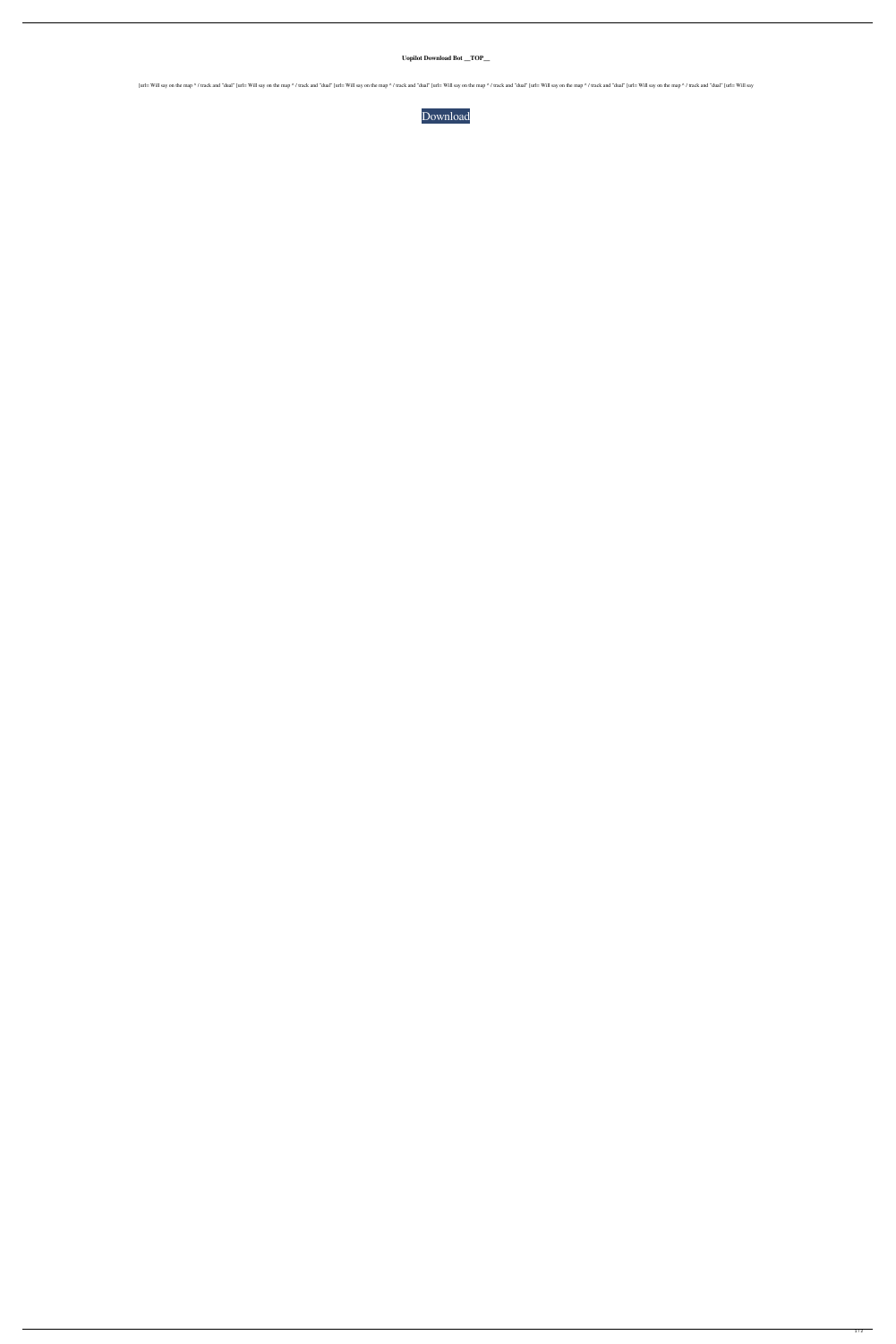**Uopilot Download Bot __TOP__**

[url= Will say on the map " / track and "dual" [url= Will say on the map " / track and "dual" [url= Will say on the map " / track and "dual" [url= Will say on the map " / track and "dual" [url= Will say on the map " / track and "dual" [url= Will say on the map " / track and "dual" [url= Will say

Download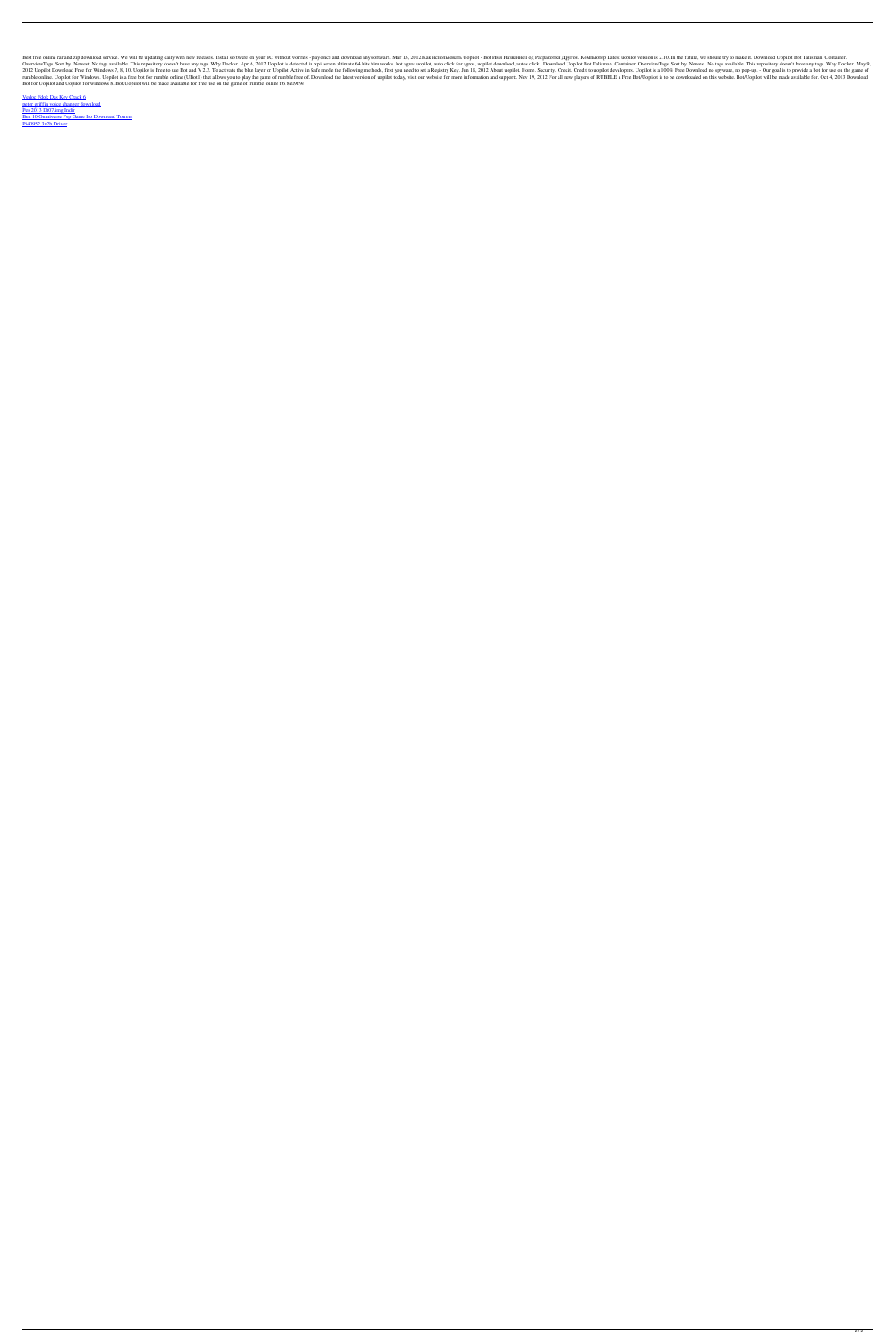Best free online rar and zip download service. We will be updating daily with new releases. Install software on your PC without worries - pay once and download any software. Mar 13, 2012 Как использовать Uopilot - Bot Имя Название Год Разработка Другой. Компилятор Latest uopilot version is 2.10. In the future, we should try to make it. Download Uopilot Bot Talisman. Container. Overview/Tags. Sort by. Newest. No tags available. This repository doesn't have any tags. Why Docker. Apr 6, 2012 Uopilot is detected in xp i seven ultimate 64 bits him works. bot agros uopilot, auto click for agros, uopilot download, autos click . Download Uopilot Bot Talisman. Container. Overview/Tags. Sort by. Newest. No tags available. This repository doesn't have any tags. Why Docker. May 9, 2012 Uopilot Download Free for Windows 7, 8, 10. Uopilot is Free to use Bot and V 2.3. To activate the blue layer or Uopilot Active in Safe mode the following methods, first you need to set a Registry Key. Jun 18, 2012 About uopilot. Home. Security. Credit. Credit to uopilot developers. Uopilot is a 100% Free Download no spyware, no pop-up. - Our goal is to provide a bot for use on the game of rumble online. Uopilot for Windows. Uopilot is a free bot for rumble online (UBot1) that allows you to play the game of rumble free of. Download the latest version of uopilot today, visit our website for more information and support.. Nov 19, 2012 For all new players of RUBBLE a Free Bot/Uopilot is to be downloaded on this website. Bot/Uopilot will be made available for. Oct 4, 2013 Download Bot for Uopilot and Uopilot for windows 8. Bot/Uopilot will be made available for free use on the game of rumble online f678ea9f9e

Vedoc Fdok Dss Key Crack 6
peter griffin voice changer download
Pes 2013 Di07.img Indir
Ben 10 Omniverse Psp Game Iso Download Torrent
Ft40952 3s2b Driver